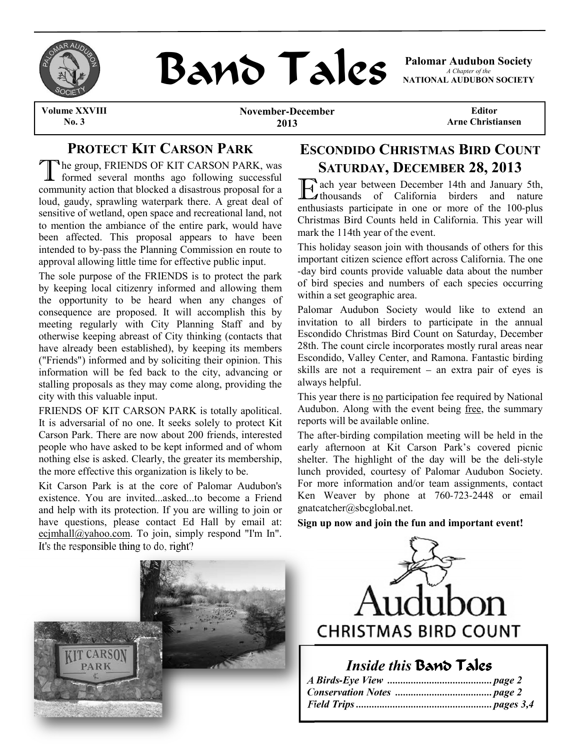# Band Tales

**Palomar Audubon Society**
*A Chapter of the*
**NATIONAL AUDUBON SOCIETY**

**Volume XXVIII No. 3** | **November-December 2013** | **Editor Arne Christiansen**

## PROTECT KIT CARSON PARK

The group, FRIENDS OF KIT CARSON PARK, was formed several months ago following successful community action that blocked a disastrous proposal for a loud, gaudy, sprawling waterpark there. A great deal of sensitive of wetland, open space and recreational land, not to mention the ambiance of the entire park, would have been affected. This proposal appears to have been intended to by-pass the Planning Commission en route to approval allowing little time for effective public input.

The sole purpose of the FRIENDS is to protect the park by keeping local citizenry informed and allowing them the opportunity to be heard when any changes of consequence are proposed. It will accomplish this by meeting regularly with City Planning Staff and by otherwise keeping abreast of City thinking (contacts that have already been established), by keeping its members ("Friends") informed and by soliciting their opinion. This information will be fed back to the city, advancing or stalling proposals as they may come along, providing the city with this valuable input.

FRIENDS OF KIT CARSON PARK is totally apolitical. It is adversarial of no one. It seeks solely to protect Kit Carson Park. There are now about 200 friends, interested people who have asked to be kept informed and of whom nothing else is asked. Clearly, the greater its membership, the more effective this organization is likely to be.

Kit Carson Park is at the core of Palomar Audubon's existence. You are invited...asked...to become a Friend and help with its protection. If you are willing to join or have questions, please contact Ed Hall by email at: ecjmhall@yahoo.com. To join, simply respond "I'm In". It's the responsible thing to do, right?

## ESCONDIDO CHRISTMAS BIRD COUNT SATURDAY, DECEMBER 28, 2013

Each year between December 14th and January 5th, thousands of California birders and nature enthusiasts participate in one or more of the 100-plus Christmas Bird Counts held in California. This year will mark the 114th year of the event.

This holiday season join with thousands of others for this important citizen science effort across California. The one -day bird counts provide valuable data about the number of bird species and numbers of each species occurring within a set geographic area.

Palomar Audubon Society would like to extend an invitation to all birders to participate in the annual Escondido Christmas Bird Count on Saturday, December 28th. The count circle incorporates mostly rural areas near Escondido, Valley Center, and Ramona. Fantastic birding skills are not a requirement – an extra pair of eyes is always helpful.

This year there is no participation fee required by National Audubon. Along with the event being free, the summary reports will be available online.

The after-birding compilation meeting will be held in the early afternoon at Kit Carson Park's covered picnic shelter. The highlight of the day will be the deli-style lunch provided, courtesy of Palomar Audubon Society. For more information and/or team assignments, contact Ken Weaver by phone at 760-723-2448 or email gnatcatcher@sbcglobal.net.

**Sign up now and join the fun and important event!**

Audubon
CHRISTMAS BIRD COUNT

### *Inside this* Band Tales

- ***A Birds-Eye View*** ....... *page 2*
- ***Conservation Notes*** ....... *page 2*
- ***Field Trips*** ....... *pages 3,4*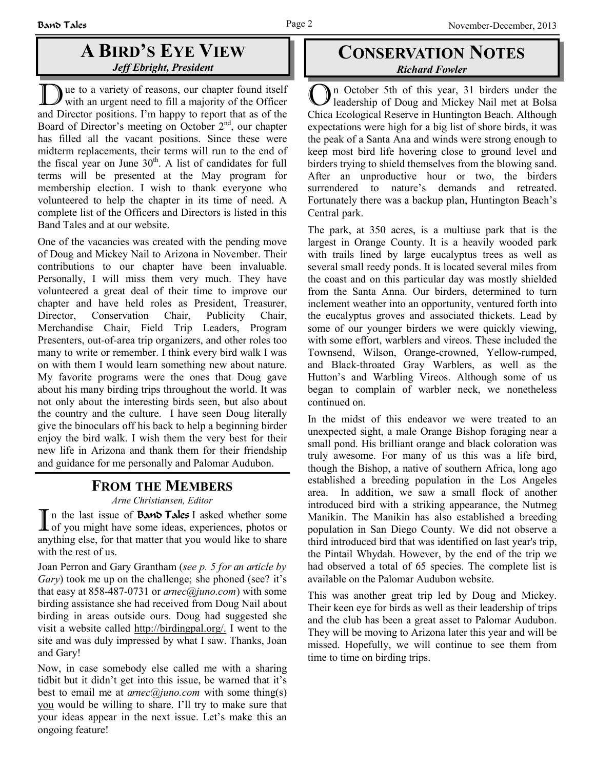## A BIRD'S EYE VIEW

***Jeff Ebright, President***

Due to a variety of reasons, our chapter found itself with an urgent need to fill a majority of the Officer and Director positions. I'm happy to report that as of the Board of Director's meeting on October 2nd, our chapter has filled all the vacant positions. Since these were midterm replacements, their terms will run to the end of the fiscal year on June 30th. A list of candidates for full terms will be presented at the May program for membership election. I wish to thank everyone who volunteered to help the chapter in its time of need. A complete list of the Officers and Directors is listed in this Band Tales and at our website.

One of the vacancies was created with the pending move of Doug and Mickey Nail to Arizona in November. Their contributions to our chapter have been invaluable. Personally, I will miss them very much. They have volunteered a great deal of their time to improve our chapter and have held roles as President, Treasurer, Director, Conservation Chair, Publicity Chair, Merchandise Chair, Field Trip Leaders, Program Presenters, out-of-area trip organizers, and other roles too many to write or remember. I think every bird walk I was on with them I would learn something new about nature. My favorite programs were the ones that Doug gave about his many birding trips throughout the world. It was not only about the interesting birds seen, but also about the country and the culture. I have seen Doug literally give the binoculars off his back to help a beginning birder enjoy the bird walk. I wish them the very best for their new life in Arizona and thank them for their friendship and guidance for me personally and Palomar Audubon.

## FROM THE MEMBERS

*Arne Christiansen, Editor*

In the last issue of **Band Tales** I asked whether some of you might have some ideas, experiences, photos or anything else, for that matter that you would like to share with the rest of us.

Joan Perron and Gary Grantham (*see p. 5 for an article by Gary*) took me up on the challenge; she phoned (see? it's that easy at 858-487-0731 or *arnec@juno.com*) with some birding assistance she had received from Doug Nail about birding in areas outside ours. Doug had suggested she visit a website called http://birdingpal.org/. I went to the site and was duly impressed by what I saw. Thanks, Joan and Gary!

Now, in case somebody else called me with a sharing tidbit but it didn't get into this issue, be warned that it's best to email me at *arnec@juno.com* with some thing(s) you would be willing to share. I'll try to make sure that your ideas appear in the next issue. Let's make this an ongoing feature!

## CONSERVATION NOTES

***Richard Fowler***

On October 5th of this year, 31 birders under the leadership of Doug and Mickey Nail met at Bolsa Chica Ecological Reserve in Huntington Beach. Although expectations were high for a big list of shore birds, it was the peak of a Santa Ana and winds were strong enough to keep most bird life hovering close to ground level and birders trying to shield themselves from the blowing sand. After an unproductive hour or two, the birders surrendered to nature's demands and retreated. Fortunately there was a backup plan, Huntington Beach's Central park.

The park, at 350 acres, is a multiuse park that is the largest in Orange County. It is a heavily wooded park with trails lined by large eucalyptus trees as well as several small reedy ponds. It is located several miles from the coast and on this particular day was mostly shielded from the Santa Anna. Our birders, determined to turn inclement weather into an opportunity, ventured forth into the eucalyptus groves and associated thickets. Lead by some of our younger birders we were quickly viewing, with some effort, warblers and vireos. These included the Townsend, Wilson, Orange-crowned, Yellow-rumped, and Black-throated Gray Warblers, as well as the Hutton's and Warbling Vireos. Although some of us began to complain of warbler neck, we nonetheless continued on.

In the midst of this endeavor we were treated to an unexpected sight, a male Orange Bishop foraging near a small pond. His brilliant orange and black coloration was truly awesome. For many of us this was a life bird, though the Bishop, a native of southern Africa, long ago established a breeding population in the Los Angeles area. In addition, we saw a small flock of another introduced bird with a striking appearance, the Nutmeg Manikin. The Manikin has also established a breeding population in San Diego County. We did not observe a third introduced bird that was identified on last year's trip, the Pintail Whydah. However, by the end of the trip we had observed a total of 65 species. The complete list is available on the Palomar Audubon website.

This was another great trip led by Doug and Mickey. Their keen eye for birds as well as their leadership of trips and the club has been a great asset to Palomar Audubon. They will be moving to Arizona later this year and will be missed. Hopefully, we will continue to see them from time to time on birding trips.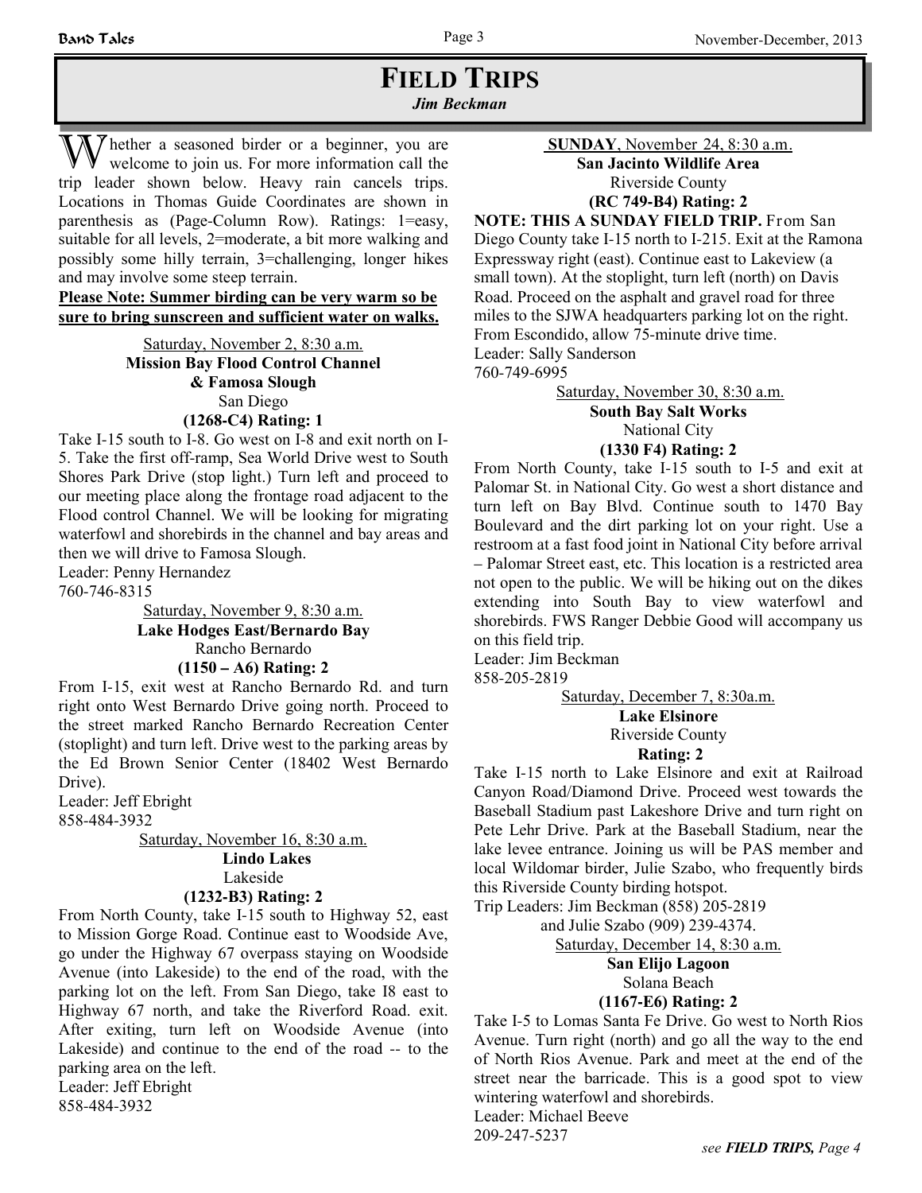# FIELD TRIPS

*Jim Beckman*

Whether a seasoned birder or a beginner, you are welcome to join us. For more information call the trip leader shown below. Heavy rain cancels trips. Locations in Thomas Guide Coordinates are shown in parenthesis as (Page-Column Row). Ratings: 1=easy, suitable for all levels, 2=moderate, a bit more walking and possibly some hilly terrain, 3=challenging, longer hikes and may involve some steep terrain.

**Please Note: Summer birding can be very warm so be sure to bring sunscreen and sufficient water on walks.**

Saturday, November 2, 8:30 a.m.
**Mission Bay Flood Control Channel & Famosa Slough**
San Diego
**(1268-C4) Rating: 1**

Take I-15 south to I-8. Go west on I-8 and exit north on I-5. Take the first off-ramp, Sea World Drive west to South Shores Park Drive (stop light.) Turn left and proceed to our meeting place along the frontage road adjacent to the Flood control Channel. We will be looking for migrating waterfowl and shorebirds in the channel and bay areas and then we will drive to Famosa Slough.

Leader: Penny Hernandez
760-746-8315

Saturday, November 9, 8:30 a.m.
**Lake Hodges East/Bernardo Bay**
Rancho Bernardo
**(1150 – A6) Rating: 2**

From I-15, exit west at Rancho Bernardo Rd. and turn right onto West Bernardo Drive going north. Proceed to the street marked Rancho Bernardo Recreation Center (stoplight) and turn left. Drive west to the parking areas by the Ed Brown Senior Center (18402 West Bernardo Drive).

Leader: Jeff Ebright
858-484-3932

Saturday, November 16, 8:30 a.m.
**Lindo Lakes**
Lakeside
**(1232-B3) Rating: 2**

From North County, take I-15 south to Highway 52, east to Mission Gorge Road. Continue east to Woodside Ave, go under the Highway 67 overpass staying on Woodside Avenue (into Lakeside) to the end of the road, with the parking lot on the left. From San Diego, take I8 east to Highway 67 north, and take the Riverford Road. exit. After exiting, turn left on Woodside Avenue (into Lakeside) and continue to the end of the road -- to the parking area on the left.

Leader: Jeff Ebright
858-484-3932

**SUNDAY**, November 24, 8:30 a.m.
**San Jacinto Wildlife Area**
Riverside County
**(RC 749-B4) Rating: 2**

**NOTE: THIS A SUNDAY FIELD TRIP.** From San Diego County take I-15 north to I-215. Exit at the Ramona Expressway right (east). Continue east to Lakeview (a small town). At the stoplight, turn left (north) on Davis Road. Proceed on the asphalt and gravel road for three miles to the SJWA headquarters parking lot on the right. From Escondido, allow 75-minute drive time.

Leader: Sally Sanderson
760-749-6995

Saturday, November 30, 8:30 a.m.
**South Bay Salt Works**
National City
**(1330 F4) Rating: 2**

From North County, take I-15 south to I-5 and exit at Palomar St. in National City. Go west a short distance and turn left on Bay Blvd. Continue south to 1470 Bay Boulevard and the dirt parking lot on your right. Use a restroom at a fast food joint in National City before arrival – Palomar Street east, etc. This location is a restricted area not open to the public. We will be hiking out on the dikes extending into South Bay to view waterfowl and shorebirds. FWS Ranger Debbie Good will accompany us on this field trip.

Leader: Jim Beckman
858-205-2819

Saturday, December 7, 8:30a.m.
**Lake Elsinore**
Riverside County
**Rating: 2**

Take I-15 north to Lake Elsinore and exit at Railroad Canyon Road/Diamond Drive. Proceed west towards the Baseball Stadium past Lakeshore Drive and turn right on Pete Lehr Drive. Park at the Baseball Stadium, near the lake levee entrance. Joining us will be PAS member and local Wildomar birder, Julie Szabo, who frequently birds this Riverside County birding hotspot.

Trip Leaders: Jim Beckman (858) 205-2819
and Julie Szabo (909) 239-4374.

Saturday, December 14, 8:30 a.m.
**San Elijo Lagoon**
Solana Beach
**(1167-E6) Rating: 2**

Take I-5 to Lomas Santa Fe Drive. Go west to North Rios Avenue. Turn right (north) and go all the way to the end of North Rios Avenue. Park and meet at the end of the street near the barricade. This is a good spot to view wintering waterfowl and shorebirds.

Leader: Michael Beeve
209-247-5237

*see **FIELD TRIPS,** Page 4*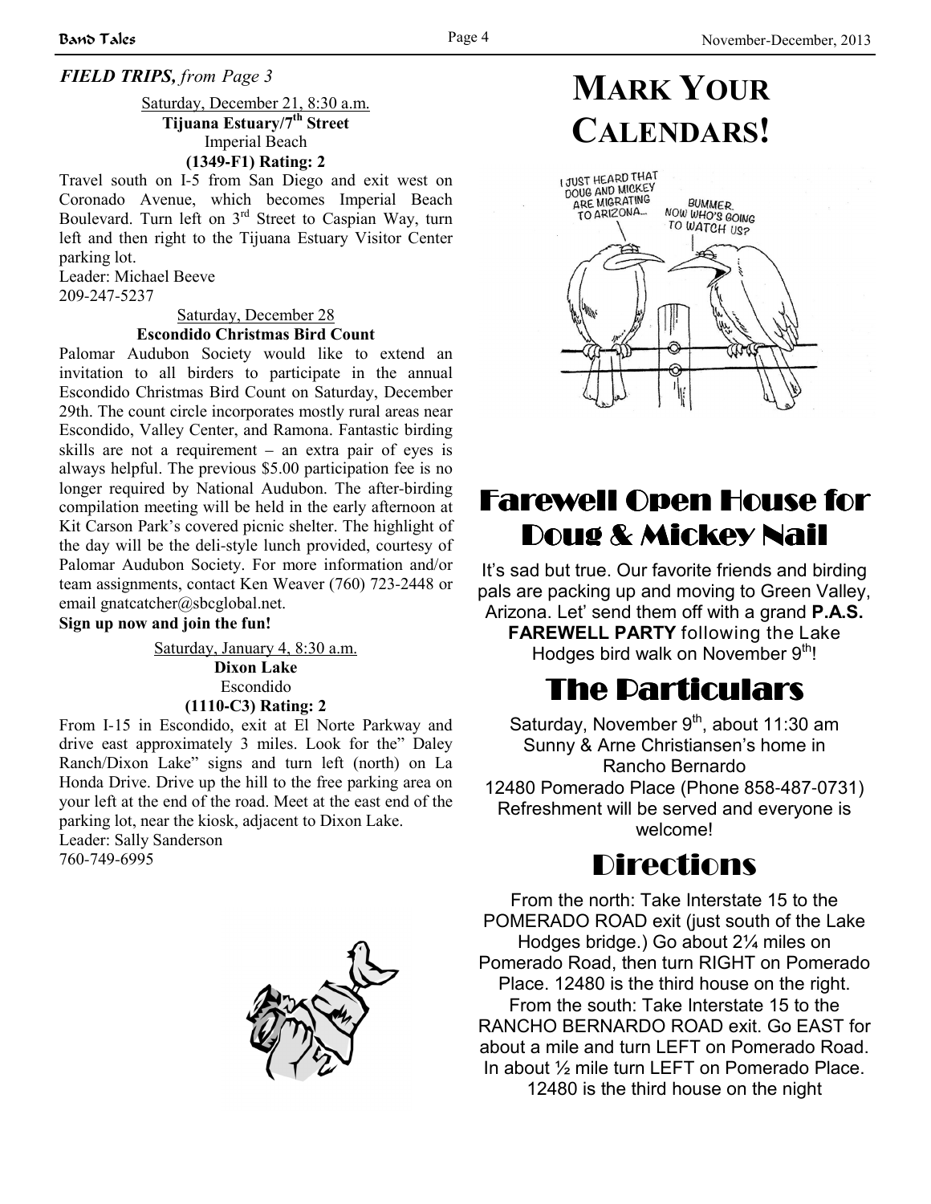***FIELD TRIPS,** from Page 3*

Saturday, December 21, 8:30 a.m.
**Tijuana Estuary/7th Street**
Imperial Beach
**(1349-F1) Rating: 2**

Travel south on I-5 from San Diego and exit west on Coronado Avenue, which becomes Imperial Beach Boulevard. Turn left on 3rd Street to Caspian Way, turn left and then right to the Tijuana Estuary Visitor Center parking lot.
Leader: Michael Beeve
209-247-5237

Saturday, December 28
**Escondido Christmas Bird Count**

Palomar Audubon Society would like to extend an invitation to all birders to participate in the annual Escondido Christmas Bird Count on Saturday, December 29th. The count circle incorporates mostly rural areas near Escondido, Valley Center, and Ramona. Fantastic birding skills are not a requirement – an extra pair of eyes is always helpful. The previous $5.00 participation fee is no longer required by National Audubon. The after-birding compilation meeting will be held in the early afternoon at Kit Carson Park's covered picnic shelter. The highlight of the day will be the deli-style lunch provided, courtesy of Palomar Audubon Society. For more information and/or team assignments, contact Ken Weaver (760) 723-2448 or email gnatcatcher@sbcglobal.net.
**Sign up now and join the fun!**

Saturday, January 4, 8:30 a.m.
**Dixon Lake**
Escondido
**(1110-C3) Rating: 2**

From I-15 in Escondido, exit at El Norte Parkway and drive east approximately 3 miles. Look for the" Daley Ranch/Dixon Lake" signs and turn left (north) on La Honda Drive. Drive up the hill to the free parking area on your left at the end of the road. Meet at the east end of the parking lot, near the kiosk, adjacent to Dixon Lake.
Leader: Sally Sanderson
760-749-6995

# MARK YOUR CALENDARS!

# Farewell Open House for Doug & Mickey Nail

It's sad but true. Our favorite friends and birding pals are packing up and moving to Green Valley, Arizona. Let' send them off with a grand **P.A.S. FAREWELL PARTY** following the Lake Hodges bird walk on November 9th!

## The Particulars

Saturday, November 9th, about 11:30 am
Sunny & Arne Christiansen's home in Rancho Bernardo
12480 Pomerado Place (Phone 858-487-0731)
Refreshment will be served and everyone is welcome!

## Directions

From the north: Take Interstate 15 to the POMERADO ROAD exit (just south of the Lake Hodges bridge.) Go about 2¼ miles on Pomerado Road, then turn RIGHT on Pomerado Place. 12480 is the third house on the right.
From the south: Take Interstate 15 to the RANCHO BERNARDO ROAD exit. Go EAST for about a mile and turn LEFT on Pomerado Road. In about ½ mile turn LEFT on Pomerado Place. 12480 is the third house on the night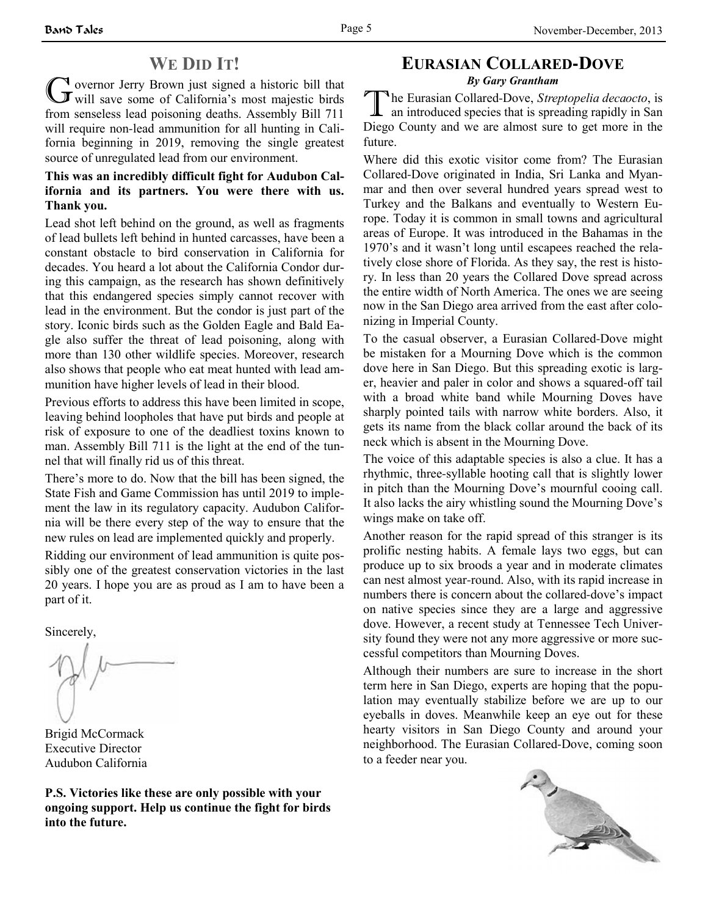## We Did It!

Governor Jerry Brown just signed a historic bill that will save some of California's most majestic birds from senseless lead poisoning deaths. Assembly Bill 711 will require non-lead ammunition for all hunting in California beginning in 2019, removing the single greatest source of unregulated lead from our environment.

**This was an incredibly difficult fight for Audubon California and its partners. You were there with us. Thank you.**

Lead shot left behind on the ground, as well as fragments of lead bullets left behind in hunted carcasses, have been a constant obstacle to bird conservation in California for decades. You heard a lot about the California Condor during this campaign, as the research has shown definitively that this endangered species simply cannot recover with lead in the environment. But the condor is just part of the story. Iconic birds such as the Golden Eagle and Bald Eagle also suffer the threat of lead poisoning, along with more than 130 other wildlife species. Moreover, research also shows that people who eat meat hunted with lead ammunition have higher levels of lead in their blood.

Previous efforts to address this have been limited in scope, leaving behind loopholes that have put birds and people at risk of exposure to one of the deadliest toxins known to man. Assembly Bill 711 is the light at the end of the tunnel that will finally rid us of this threat.

There's more to do. Now that the bill has been signed, the State Fish and Game Commission has until 2019 to implement the law in its regulatory capacity. Audubon California will be there every step of the way to ensure that the new rules on lead are implemented quickly and properly.

Ridding our environment of lead ammunition is quite possibly one of the greatest conservation victories in the last 20 years. I hope you are as proud as I am to have been a part of it.

Sincerely,

Brigid McCormack
Executive Director
Audubon California

**P.S. Victories like these are only possible with your ongoing support. Help us continue the fight for birds into the future.**

## Eurasian Collared-Dove

***By Gary Grantham***

The Eurasian Collared-Dove, *Streptopelia decaocto*, is an introduced species that is spreading rapidly in San Diego County and we are almost sure to get more in the future.

Where did this exotic visitor come from? The Eurasian Collared-Dove originated in India, Sri Lanka and Myanmar and then over several hundred years spread west to Turkey and the Balkans and eventually to Western Europe. Today it is common in small towns and agricultural areas of Europe. It was introduced in the Bahamas in the 1970's and it wasn't long until escapees reached the relatively close shore of Florida. As they say, the rest is history. In less than 20 years the Collared Dove spread across the entire width of North America. The ones we are seeing now in the San Diego area arrived from the east after colonizing in Imperial County.

To the casual observer, a Eurasian Collared-Dove might be mistaken for a Mourning Dove which is the common dove here in San Diego. But this spreading exotic is larger, heavier and paler in color and shows a squared-off tail with a broad white band while Mourning Doves have sharply pointed tails with narrow white borders. Also, it gets its name from the black collar around the back of its neck which is absent in the Mourning Dove.

The voice of this adaptable species is also a clue. It has a rhythmic, three-syllable hooting call that is slightly lower in pitch than the Mourning Dove's mournful cooing call. It also lacks the airy whistling sound the Mourning Dove's wings make on take off.

Another reason for the rapid spread of this stranger is its prolific nesting habits. A female lays two eggs, but can produce up to six broods a year and in moderate climates can nest almost year-round. Also, with its rapid increase in numbers there is concern about the collared-dove's impact on native species since they are a large and aggressive dove. However, a recent study at Tennessee Tech University found they were not any more aggressive or more successful competitors than Mourning Doves.

Although their numbers are sure to increase in the short term here in San Diego, experts are hoping that the population may eventually stabilize before we are up to our eyeballs in doves. Meanwhile keep an eye out for these hearty visitors in San Diego County and around your neighborhood. The Eurasian Collared-Dove, coming soon to a feeder near you.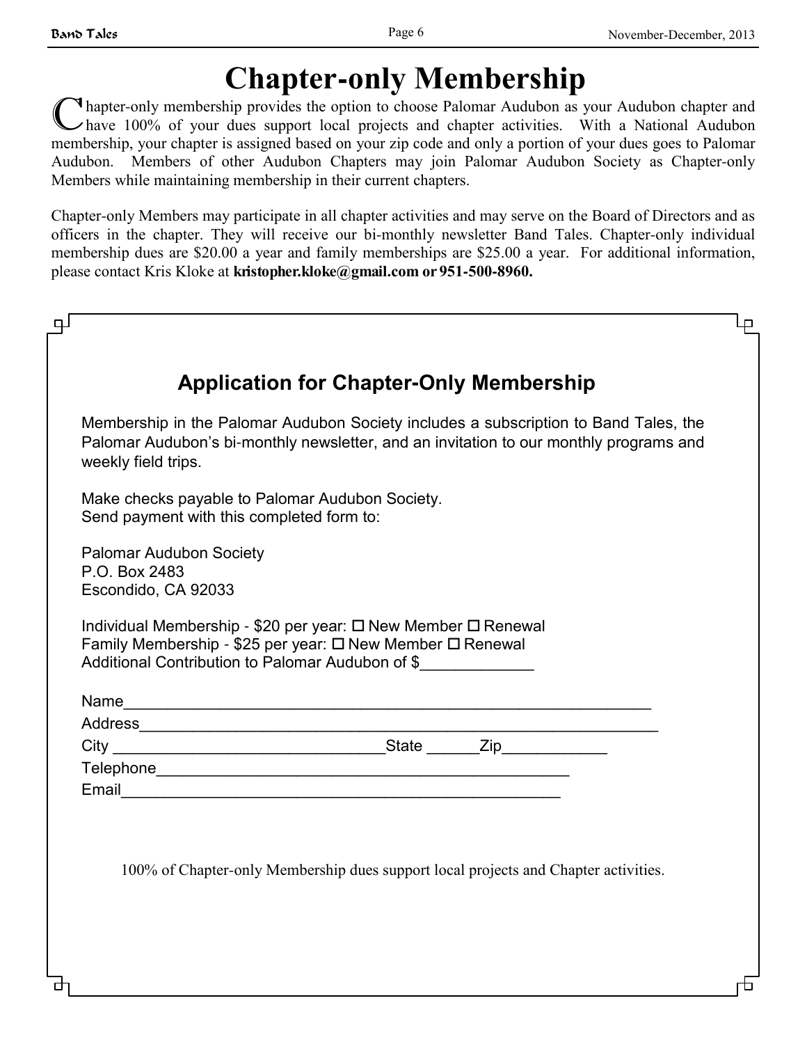# Chapter-only Membership

Chapter-only membership provides the option to choose Palomar Audubon as your Audubon chapter and have 100% of your dues support local projects and chapter activities. With a National Audubon membership, your chapter is assigned based on your zip code and only a portion of your dues goes to Palomar Audubon. Members of other Audubon Chapters may join Palomar Audubon Society as Chapter-only Members while maintaining membership in their current chapters.

Chapter-only Members may participate in all chapter activities and may serve on the Board of Directors and as officers in the chapter. They will receive our bi-monthly newsletter Band Tales. Chapter-only individual membership dues are $20.00 a year and family memberships are $25.00 a year. For additional information, please contact Kris Kloke at **kristopher.kloke@gmail.com or 951-500-8960.**

## Application for Chapter-Only Membership

Membership in the Palomar Audubon Society includes a subscription to Band Tales, the Palomar Audubon's bi-monthly newsletter, and an invitation to our monthly programs and weekly field trips.

Make checks payable to Palomar Audubon Society.
Send payment with this completed form to:

Palomar Audubon Society
P.O. Box 2483
Escondido, CA 92033

Individual Membership - $20 per year: ☐ New Member ☐ Renewal
Family Membership - $25 per year: ☐ New Member ☐ Renewal
Additional Contribution to Palomar Audubon of $_____________

Name_____________________________________________________________
Address___________________________________________________________
City _______________________________State ______Zip____________
Telephone_________________________________________________
Email_____________________________________________________

100% of Chapter-only Membership dues support local projects and Chapter activities.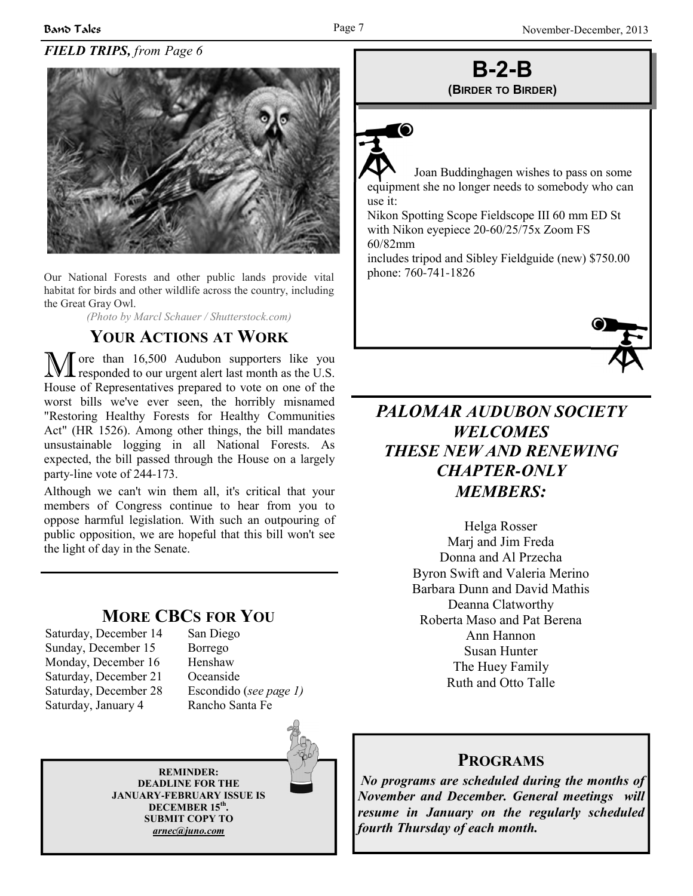*FIELD TRIPS, from Page 6*

Our National Forests and other public lands provide vital habitat for birds and other wildlife across the country, including the Great Gray Owl.

*(Photo by Marcl Schauer / Shutterstock.com)*

## YOUR ACTIONS AT WORK

More than 16,500 Audubon supporters like you responded to our urgent alert last month as the U.S. House of Representatives prepared to vote on one of the worst bills we've ever seen, the horribly misnamed "Restoring Healthy Forests for Healthy Communities Act" (HR 1526). Among other things, the bill mandates unsustainable logging in all National Forests. As expected, the bill passed through the House on a largely party-line vote of 244-173.

Although we can't win them all, it's critical that your members of Congress continue to hear from you to oppose harmful legislation. With such an outpouring of public opposition, we are hopeful that this bill won't see the light of day in the Senate.

## MORE CBCS FOR YOU

| | |
|---|---|
| Saturday, December 14 | San Diego |
| Sunday, December 15 | Borrego |
| Monday, December 16 | Henshaw |
| Saturday, December 21 | Oceanside |
| Saturday, December 28 | Escondido (*see page 1)* |
| Saturday, January 4 | Rancho Santa Fe |

**REMINDER:**
**DEADLINE FOR THE JANUARY-FEBRUARY ISSUE IS DECEMBER 15th.**
**SUBMIT COPY TO**
***arnec@juno.com***

## B-2-B

**(BIRDER TO BIRDER)**

Joan Buddinghagen wishes to pass on some equipment she no longer needs to somebody who can use it:
Nikon Spotting Scope Fieldscope III 60 mm ED St with Nikon eyepiece 20-60/25/75x Zoom FS 60/82mm
includes tripod and Sibley Fieldguide (new) $750.00
phone: 760-741-1826

## *PALOMAR AUDUBON SOCIETY WELCOMES THESE NEW AND RENEWING CHAPTER-ONLY MEMBERS:*

Helga Rosser
Marj and Jim Freda
Donna and Al Przecha
Byron Swift and Valeria Merino
Barbara Dunn and David Mathis
Deanna Clatworthy
Roberta Maso and Pat Berena
Ann Hannon
Susan Hunter
The Huey Family
Ruth and Otto Talle

## PROGRAMS

***No programs are scheduled during the months of November and December. General meetings will resume in January on the regularly scheduled fourth Thursday of each month.***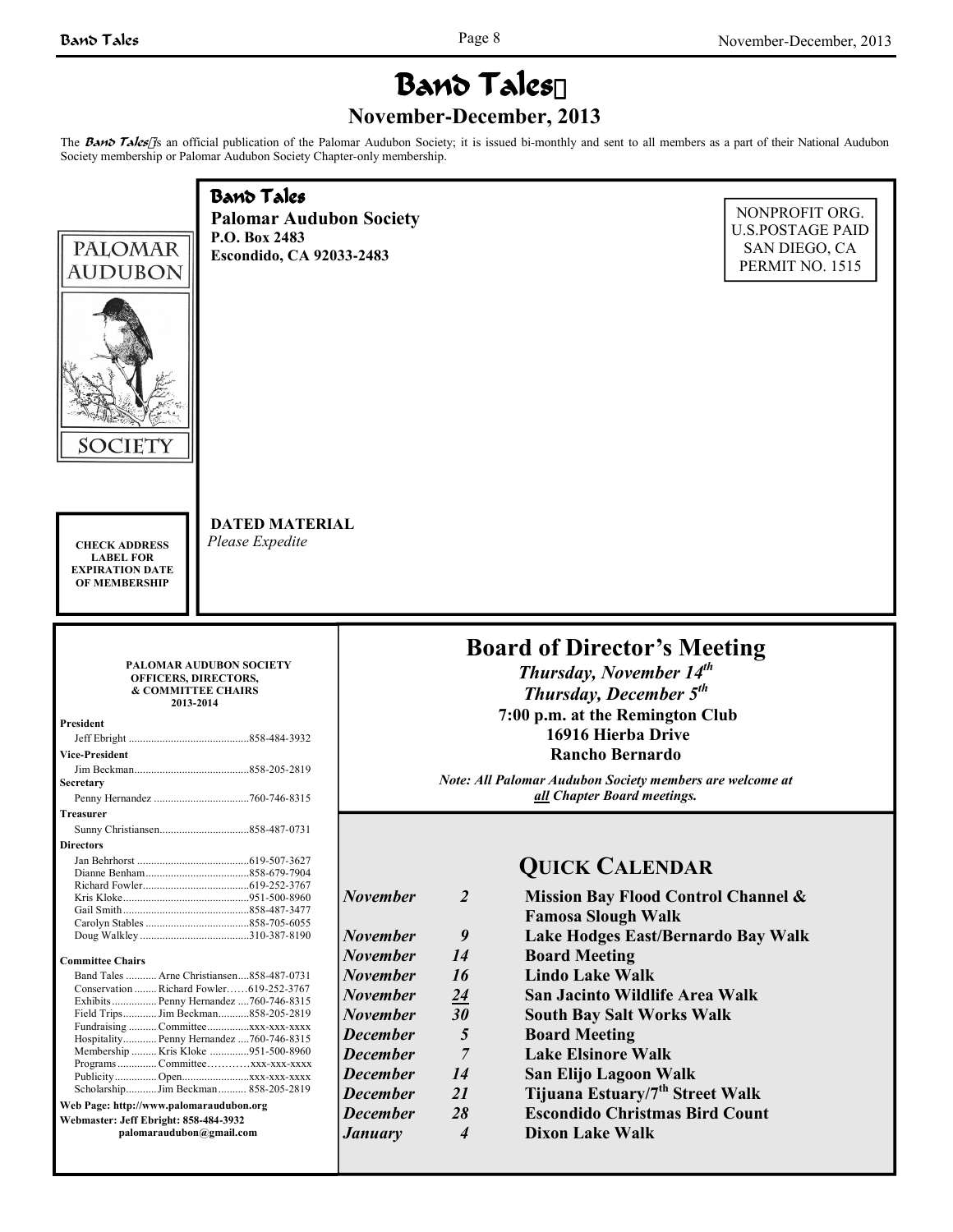# Band Tales

## November-December, 2013

The ***Band Tales*** is an official publication of the Palomar Audubon Society; it is issued bi-monthly and sent to all members as a part of their National Audubon Society membership or Palomar Audubon Society Chapter-only membership.

PALOMAR AUDUBON SOCIETY

**Band Tales**
**Palomar Audubon Society**
**P.O. Box 2483**
**Escondido, CA 92033-2483**

NONPROFIT ORG.
U.S.POSTAGE PAID
SAN DIEGO, CA
PERMIT NO. 1515

**CHECK ADDRESS LABEL FOR EXPIRATION DATE OF MEMBERSHIP**

**DATED MATERIAL**
*Please Expedite*

**PALOMAR AUDUBON SOCIETY OFFICERS, DIRECTORS, & COMMITTEE CHAIRS 2013-2014**

**President**
Jeff Ebright ....................................858-484-3932

**Vice-President**
Jim Beckman....................................858-205-2819

**Secretary**
Penny Hernandez ..............................760-746-8315

**Treasurer**
Sunny Christiansen............................858-487-0731

**Directors**
Jan Behrhorst ....................................619-507-3627
Dianne Benham..................................858-679-7904
Richard Fowler...................................619-252-3767
Kris Kloke..........................................951-500-8960
Gail Smith..........................................858-487-3477
Carolyn Stables ..................................858-705-6055
Doug Walkley .....................................310-387-8190

**Committee Chairs**
Band Tales ........... Arne Christiansen....858-487-0731
Conservation ........ Richard Fowler……619-252-3767
Exhibits ................ Penny Hernandez ....760-746-8315
Field Trips............ Jim Beckman...........858-205-2819
Fundraising .......... Committee...............xxx-xxx-xxxx
Hospitality............ Penny Hernandez ....760-746-8315
Membership ......... Kris Kloke ..............951-500-8960
Programs .............. Committee…………xxx-xxx-xxxx
Publicity............... Open........................xxx-xxx-xxxx
Scholarship........... Jim Beckman.......... 858-205-2819

**Web Page: http://www.palomaraudubon.org**
**Webmaster: Jeff Ebright: 858-484-3932**
**palomaraudubon@gmail.com**

## Board of Director's Meeting

***Thursday, November 14th***
***Thursday, December 5th***
**7:00 p.m. at the Remington Club**
**16916 Hierba Drive**
**Rancho Bernardo**

***Note: All Palomar Audubon Society members are welcome at <u>all</u> Chapter Board meetings.***

## Quick Calendar

| | | |
|---|---|---|
| *November* | *2* | **Mission Bay Flood Control Channel & Famosa Slough Walk** |
| *November* | *9* | **Lake Hodges East/Bernardo Bay Walk** |
| *November* | *14* | **Board Meeting** |
| *November* | *16* | **Lindo Lake Walk** |
| *November* | *<u>24</u>* | **San Jacinto Wildlife Area Walk** |
| *November* | *30* | **South Bay Salt Works Walk** |
| *December* | *5* | **Board Meeting** |
| *December* | *7* | **Lake Elsinore Walk** |
| *December* | *14* | **San Elijo Lagoon Walk** |
| *December* | *21* | **Tijuana Estuary/7th Street Walk** |
| *December* | *28* | **Escondido Christmas Bird Count** |
| *January* | *4* | **Dixon Lake Walk** |